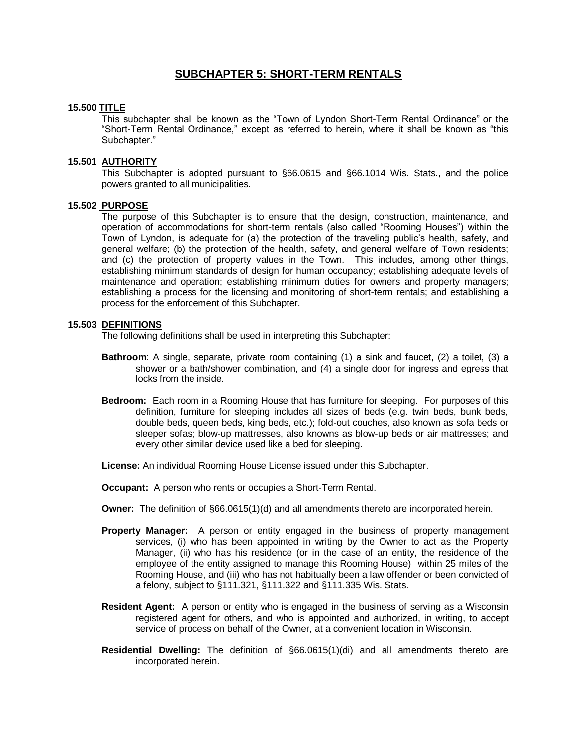# SUBCHAPTER 5: SHORT-TERM RENTALS

## 15.500 TITLE

This subchapter shall be known as the "Town of Lyndon Short-Term Rental Ordinance" or the "Short-Term Rental Ordinance," except as referred to herein, where it shall be known as "this Subchapter."

## 15.501 AUTHORITY

This Subchapter is adopted pursuant to §66.0615 and §66.1014 Wis. Stats., and the police powers granted to all municipalities.

## 15.502 PURPOSE

The purpose of this Subchapter is to ensure that the design, construction, maintenance, and operation of accommodations for short-term rentals (also called "Rooming Houses") within the Town of Lyndon, is adequate for (a) the protection of the traveling public's health, safety, and general welfare; (b) the protection of the health, safety, and general welfare of Town residents; and (c) the protection of property values in the Town. This includes, among other things, establishing minimum standards of design for human occupancy; establishing adequate levels of maintenance and operation; establishing minimum duties for owners and property managers; establishing a process for the licensing and monitoring of short-term rentals; and establishing a process for the enforcement of this Subchapter.

## 15.503 DEFINITIONS

The following definitions shall be used in interpreting this Subchapter:

**Bathroom**: A single, separate, private room containing (1) a sink and faucet, (2) a toilet, (3) a shower or a bath/shower combination, and (4) a single door for ingress and egress that locks from the inside.

**Bedroom:** Each room in a Rooming House that has furniture for sleeping. For purposes of this definition, furniture for sleeping includes all sizes of beds (e.g. twin beds, bunk beds, double beds, queen beds, king beds, etc.); fold-out couches, also known as sofa beds or sleeper sofas; blow-up mattresses, also knowns as blow-up beds or air mattresses; and every other similar device used like a bed for sleeping.

**License:** An individual Rooming House License issued under this Subchapter.

**Occupant:** A person who rents or occupies a Short-Term Rental.

**Owner:** The definition of §66.0615(1)(d) and all amendments thereto are incorporated herein.

**Property Manager:** A person or entity engaged in the business of property management services, (i) who has been appointed in writing by the Owner to act as the Property Manager, (ii) who has his residence (or in the case of an entity, the residence of the employee of the entity assigned to manage this Rooming House) within 25 miles of the Rooming House, and (iii) who has not habitually been a law offender or been convicted of a felony, subject to §111.321, §111.322 and §111.335 Wis. Stats.

**Resident Agent:** A person or entity who is engaged in the business of serving as a Wisconsin registered agent for others, and who is appointed and authorized, in writing, to accept service of process on behalf of the Owner, at a convenient location in Wisconsin.

**Residential Dwelling:** The definition of §66.0615(1)(di) and all amendments thereto are incorporated herein.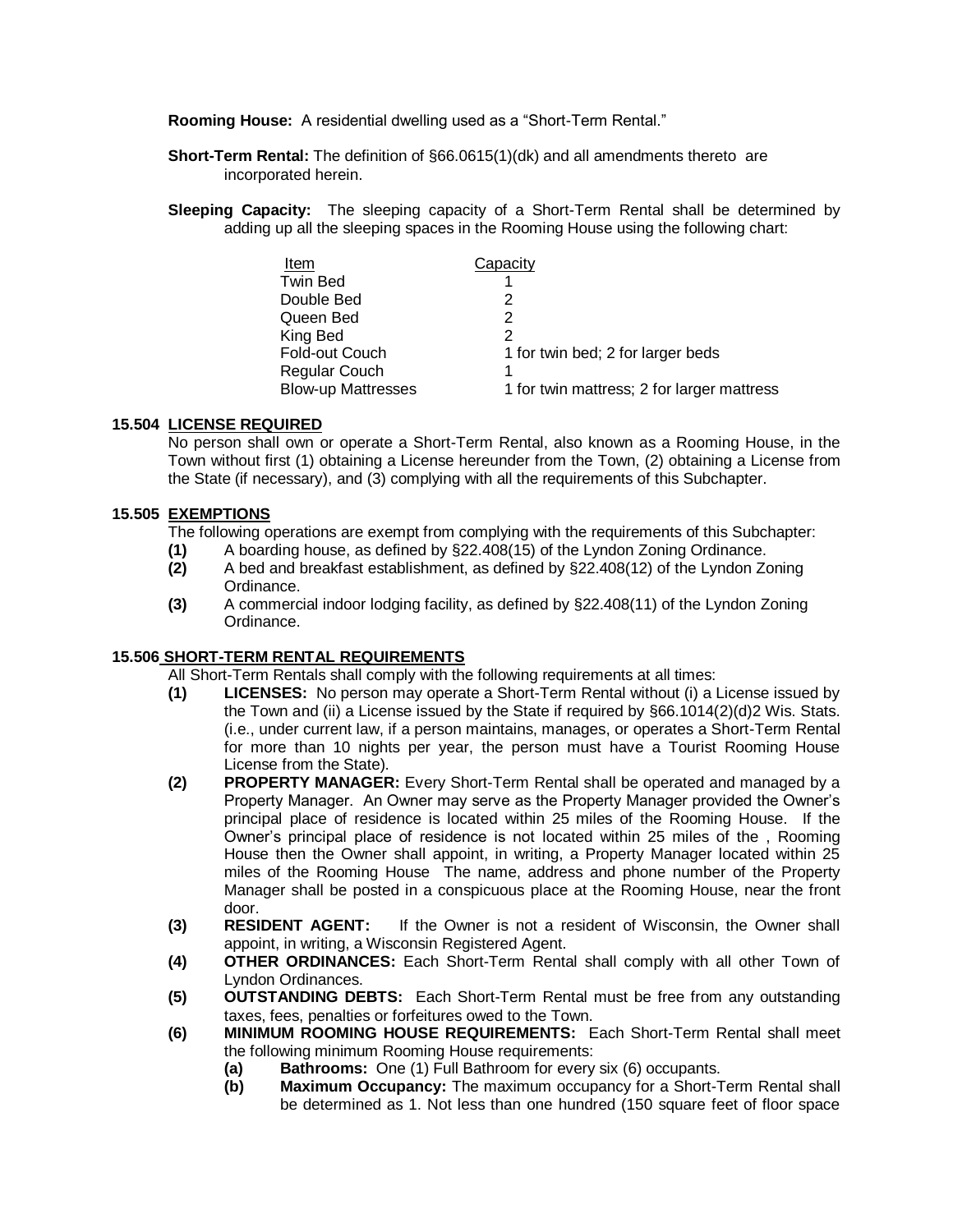**Rooming House:** A residential dwelling used as a "Short-Term Rental."

**Short-Term Rental:** The definition of §66.0615(1)(dk) and all amendments thereto are incorporated herein.

**Sleeping Capacity:** The sleeping capacity of a Short-Term Rental shall be determined by adding up all the sleeping spaces in the Rooming House using the following chart:

| Item | Capacity |
|---|---|
| Twin Bed | 1 |
| Double Bed | 2 |
| Queen Bed | 2 |
| King Bed | 2 |
| Fold-out Couch | 1 for twin bed; 2 for larger beds |
| Regular Couch | 1 |
| Blow-up Mattresses | 1 for twin mattress; 2 for larger mattress |

### 15.504 LICENSE REQUIRED

No person shall own or operate a Short-Term Rental, also known as a Rooming House, in the Town without first (1) obtaining a License hereunder from the Town, (2) obtaining a License from the State (if necessary), and (3) complying with all the requirements of this Subchapter.

### 15.505 EXEMPTIONS

The following operations are exempt from complying with the requirements of this Subchapter:

**(1)** A boarding house, as defined by §22.408(15) of the Lyndon Zoning Ordinance.

**(2)** A bed and breakfast establishment, as defined by §22.408(12) of the Lyndon Zoning Ordinance.

**(3)** A commercial indoor lodging facility, as defined by §22.408(11) of the Lyndon Zoning Ordinance.

### 15.506 SHORT-TERM RENTAL REQUIREMENTS

All Short-Term Rentals shall comply with the following requirements at all times:

**(1)** **LICENSES:** No person may operate a Short-Term Rental without (i) a License issued by the Town and (ii) a License issued by the State if required by §66.1014(2)(d)2 Wis. Stats. (i.e., under current law, if a person maintains, manages, or operates a Short-Term Rental for more than 10 nights per year, the person must have a Tourist Rooming House License from the State).

**(2)** **PROPERTY MANAGER:** Every Short-Term Rental shall be operated and managed by a Property Manager. An Owner may serve as the Property Manager provided the Owner's principal place of residence is located within 25 miles of the Rooming House. If the Owner's principal place of residence is not located within 25 miles of the , Rooming House then the Owner shall appoint, in writing, a Property Manager located within 25 miles of the Rooming House The name, address and phone number of the Property Manager shall be posted in a conspicuous place at the Rooming House, near the front door.

**(3)** **RESIDENT AGENT:** If the Owner is not a resident of Wisconsin, the Owner shall appoint, in writing, a Wisconsin Registered Agent.

**(4)** **OTHER ORDINANCES:** Each Short-Term Rental shall comply with all other Town of Lyndon Ordinances.

**(5)** **OUTSTANDING DEBTS:** Each Short-Term Rental must be free from any outstanding taxes, fees, penalties or forfeitures owed to the Town.

**(6)** **MINIMUM ROOMING HOUSE REQUIREMENTS:** Each Short-Term Rental shall meet the following minimum Rooming House requirements:

- **(a)** **Bathrooms:** One (1) Full Bathroom for every six (6) occupants.
- **(b)** **Maximum Occupancy:** The maximum occupancy for a Short-Term Rental shall be determined as 1. Not less than one hundred (150 square feet of floor space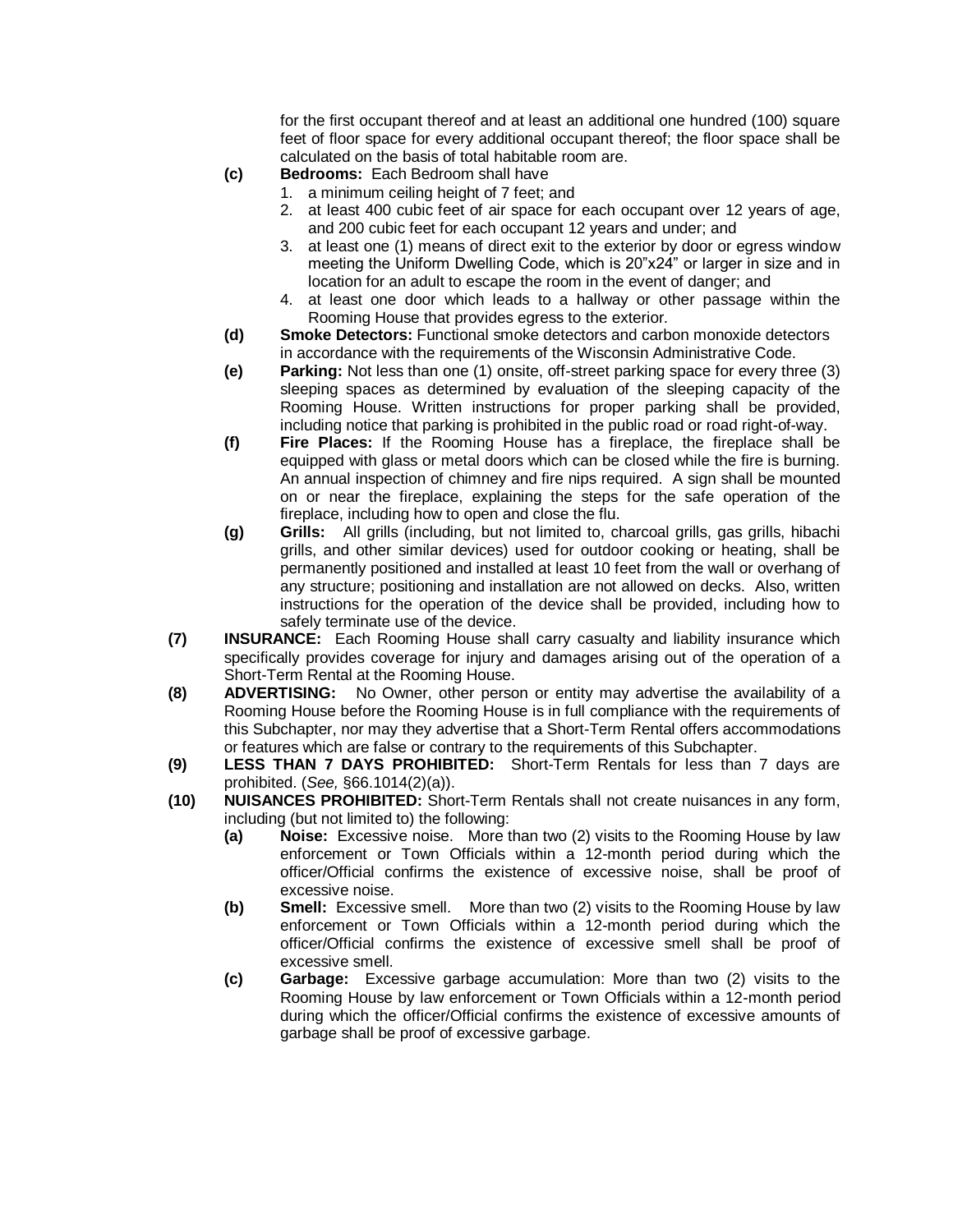for the first occupant thereof and at least an additional one hundred (100) square feet of floor space for every additional occupant thereof; the floor space shall be calculated on the basis of total habitable room are.

**(c)** **Bedrooms:** Each Bedroom shall have

1. a minimum ceiling height of 7 feet; and
2. at least 400 cubic feet of air space for each occupant over 12 years of age, and 200 cubic feet for each occupant 12 years and under; and
3. at least one (1) means of direct exit to the exterior by door or egress window meeting the Uniform Dwelling Code, which is 20"x24" or larger in size and in location for an adult to escape the room in the event of danger; and
4. at least one door which leads to a hallway or other passage within the Rooming House that provides egress to the exterior.

**(d)** **Smoke Detectors:** Functional smoke detectors and carbon monoxide detectors in accordance with the requirements of the Wisconsin Administrative Code.

**(e)** **Parking:** Not less than one (1) onsite, off-street parking space for every three (3) sleeping spaces as determined by evaluation of the sleeping capacity of the Rooming House. Written instructions for proper parking shall be provided, including notice that parking is prohibited in the public road or road right-of-way.

**(f)** **Fire Places:** If the Rooming House has a fireplace, the fireplace shall be equipped with glass or metal doors which can be closed while the fire is burning. An annual inspection of chimney and fire nips required. A sign shall be mounted on or near the fireplace, explaining the steps for the safe operation of the fireplace, including how to open and close the flu.

**(g)** **Grills:** All grills (including, but not limited to, charcoal grills, gas grills, hibachi grills, and other similar devices) used for outdoor cooking or heating, shall be permanently positioned and installed at least 10 feet from the wall or overhang of any structure; positioning and installation are not allowed on decks. Also, written instructions for the operation of the device shall be provided, including how to safely terminate use of the device.

**(7)** **INSURANCE:** Each Rooming House shall carry casualty and liability insurance which specifically provides coverage for injury and damages arising out of the operation of a Short-Term Rental at the Rooming House.

**(8)** **ADVERTISING:** No Owner, other person or entity may advertise the availability of a Rooming House before the Rooming House is in full compliance with the requirements of this Subchapter, nor may they advertise that a Short-Term Rental offers accommodations or features which are false or contrary to the requirements of this Subchapter.

**(9)** **LESS THAN 7 DAYS PROHIBITED:** Short-Term Rentals for less than 7 days are prohibited. (*See,* §66.1014(2)(a)).

**(10)** **NUISANCES PROHIBITED:** Short-Term Rentals shall not create nuisances in any form, including (but not limited to) the following:

**(a)** **Noise:** Excessive noise. More than two (2) visits to the Rooming House by law enforcement or Town Officials within a 12-month period during which the officer/Official confirms the existence of excessive noise, shall be proof of excessive noise.

**(b)** **Smell:** Excessive smell. More than two (2) visits to the Rooming House by law enforcement or Town Officials within a 12-month period during which the officer/Official confirms the existence of excessive smell shall be proof of excessive smell.

**(c)** **Garbage:** Excessive garbage accumulation: More than two (2) visits to the Rooming House by law enforcement or Town Officials within a 12-month period during which the officer/Official confirms the existence of excessive amounts of garbage shall be proof of excessive garbage.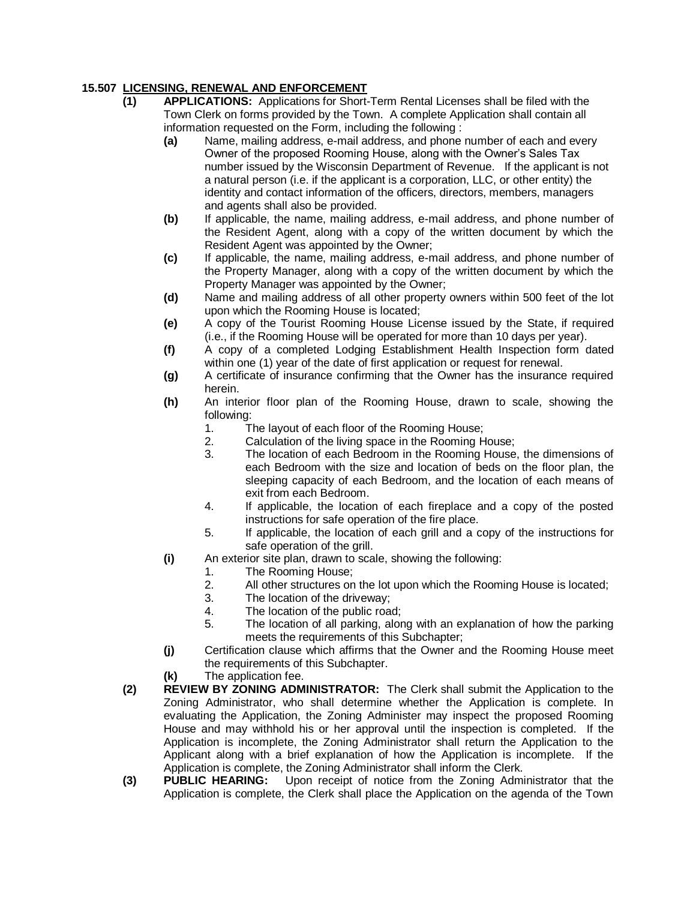### 15.507 <u>LICENSING, RENEWAL AND ENFORCEMENT</u>

**(1) APPLICATIONS:** Applications for Short-Term Rental Licenses shall be filed with the Town Clerk on forms provided by the Town. A complete Application shall contain all information requested on the Form, including the following :

- **(a)** Name, mailing address, e-mail address, and phone number of each and every Owner of the proposed Rooming House, along with the Owner's Sales Tax number issued by the Wisconsin Department of Revenue. If the applicant is not a natural person (i.e. if the applicant is a corporation, LLC, or other entity) the identity and contact information of the officers, directors, members, managers and agents shall also be provided.
- **(b)** If applicable, the name, mailing address, e-mail address, and phone number of the Resident Agent, along with a copy of the written document by which the Resident Agent was appointed by the Owner;
- **(c)** If applicable, the name, mailing address, e-mail address, and phone number of the Property Manager, along with a copy of the written document by which the Property Manager was appointed by the Owner;
- **(d)** Name and mailing address of all other property owners within 500 feet of the lot upon which the Rooming House is located;
- **(e)** A copy of the Tourist Rooming House License issued by the State, if required (i.e., if the Rooming House will be operated for more than 10 days per year).
- **(f)** A copy of a completed Lodging Establishment Health Inspection form dated within one (1) year of the date of first application or request for renewal.
- **(g)** A certificate of insurance confirming that the Owner has the insurance required herein.
- **(h)** An interior floor plan of the Rooming House, drawn to scale, showing the following:
  1. The layout of each floor of the Rooming House;
  2. Calculation of the living space in the Rooming House;
  3. The location of each Bedroom in the Rooming House, the dimensions of each Bedroom with the size and location of beds on the floor plan, the sleeping capacity of each Bedroom, and the location of each means of exit from each Bedroom.
  4. If applicable, the location of each fireplace and a copy of the posted instructions for safe operation of the fire place.
  5. If applicable, the location of each grill and a copy of the instructions for safe operation of the grill.
- **(i)** An exterior site plan, drawn to scale, showing the following:
  1. The Rooming House;
  2. All other structures on the lot upon which the Rooming House is located;
  3. The location of the driveway;
  4. The location of the public road;
  5. The location of all parking, along with an explanation of how the parking meets the requirements of this Subchapter;
- **(j)** Certification clause which affirms that the Owner and the Rooming House meet the requirements of this Subchapter.
- **(k)** The application fee.

**(2) REVIEW BY ZONING ADMINISTRATOR:** The Clerk shall submit the Application to the Zoning Administrator, who shall determine whether the Application is complete. In evaluating the Application, the Zoning Administer may inspect the proposed Rooming House and may withhold his or her approval until the inspection is completed. If the Application is incomplete, the Zoning Administrator shall return the Application to the Applicant along with a brief explanation of how the Application is incomplete. If the Application is complete, the Zoning Administrator shall inform the Clerk.

**(3) PUBLIC HEARING:** Upon receipt of notice from the Zoning Administrator that the Application is complete, the Clerk shall place the Application on the agenda of the Town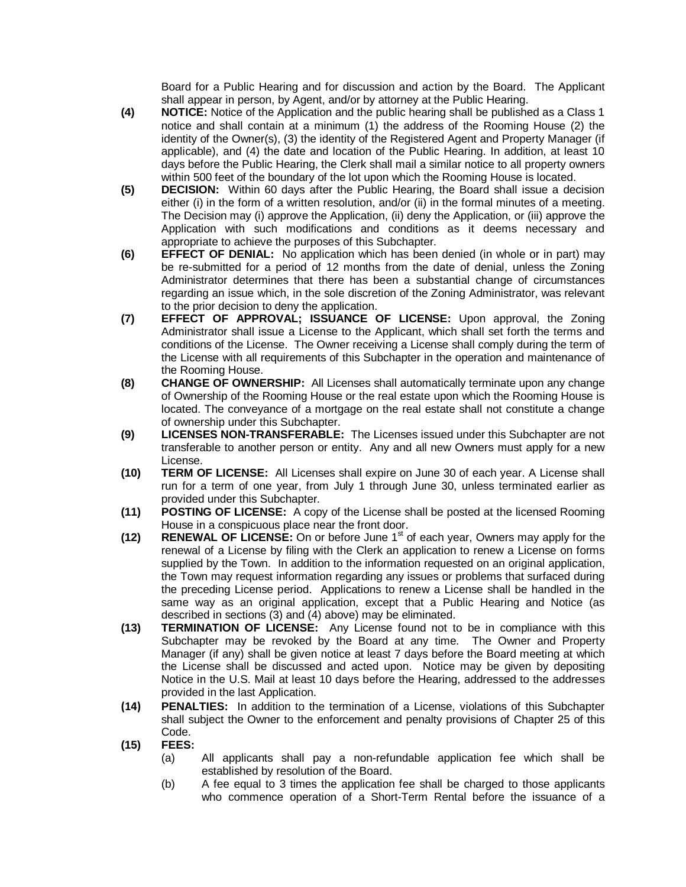Board for a Public Hearing and for discussion and action by the Board. The Applicant shall appear in person, by Agent, and/or by attorney at the Public Hearing.

**(4)** **NOTICE:** Notice of the Application and the public hearing shall be published as a Class 1 notice and shall contain at a minimum (1) the address of the Rooming House (2) the identity of the Owner(s), (3) the identity of the Registered Agent and Property Manager (if applicable), and (4) the date and location of the Public Hearing. In addition, at least 10 days before the Public Hearing, the Clerk shall mail a similar notice to all property owners within 500 feet of the boundary of the lot upon which the Rooming House is located.

**(5)** **DECISION:** Within 60 days after the Public Hearing, the Board shall issue a decision either (i) in the form of a written resolution, and/or (ii) in the formal minutes of a meeting. The Decision may (i) approve the Application, (ii) deny the Application, or (iii) approve the Application with such modifications and conditions as it deems necessary and appropriate to achieve the purposes of this Subchapter.

**(6)** **EFFECT OF DENIAL:** No application which has been denied (in whole or in part) may be re-submitted for a period of 12 months from the date of denial, unless the Zoning Administrator determines that there has been a substantial change of circumstances regarding an issue which, in the sole discretion of the Zoning Administrator, was relevant to the prior decision to deny the application.

**(7)** **EFFECT OF APPROVAL; ISSUANCE OF LICENSE:** Upon approval, the Zoning Administrator shall issue a License to the Applicant, which shall set forth the terms and conditions of the License. The Owner receiving a License shall comply during the term of the License with all requirements of this Subchapter in the operation and maintenance of the Rooming House.

**(8)** **CHANGE OF OWNERSHIP:** All Licenses shall automatically terminate upon any change of Ownership of the Rooming House or the real estate upon which the Rooming House is located. The conveyance of a mortgage on the real estate shall not constitute a change of ownership under this Subchapter.

**(9)** **LICENSES NON-TRANSFERABLE:** The Licenses issued under this Subchapter are not transferable to another person or entity. Any and all new Owners must apply for a new License.

**(10)** **TERM OF LICENSE:** All Licenses shall expire on June 30 of each year. A License shall run for a term of one year, from July 1 through June 30, unless terminated earlier as provided under this Subchapter.

**(11)** **POSTING OF LICENSE:** A copy of the License shall be posted at the licensed Rooming House in a conspicuous place near the front door.

**(12)** **RENEWAL OF LICENSE:** On or before June 1st of each year, Owners may apply for the renewal of a License by filing with the Clerk an application to renew a License on forms supplied by the Town. In addition to the information requested on an original application, the Town may request information regarding any issues or problems that surfaced during the preceding License period. Applications to renew a License shall be handled in the same way as an original application, except that a Public Hearing and Notice (as described in sections (3) and (4) above) may be eliminated.

**(13)** **TERMINATION OF LICENSE:** Any License found not to be in compliance with this Subchapter may be revoked by the Board at any time. The Owner and Property Manager (if any) shall be given notice at least 7 days before the Board meeting at which the License shall be discussed and acted upon. Notice may be given by depositing Notice in the U.S. Mail at least 10 days before the Hearing, addressed to the addresses provided in the last Application.

**(14)** **PENALTIES:** In addition to the termination of a License, violations of this Subchapter shall subject the Owner to the enforcement and penalty provisions of Chapter 25 of this Code.

**(15)** **FEES:**

(a) All applicants shall pay a non-refundable application fee which shall be established by resolution of the Board.

(b) A fee equal to 3 times the application fee shall be charged to those applicants who commence operation of a Short-Term Rental before the issuance of a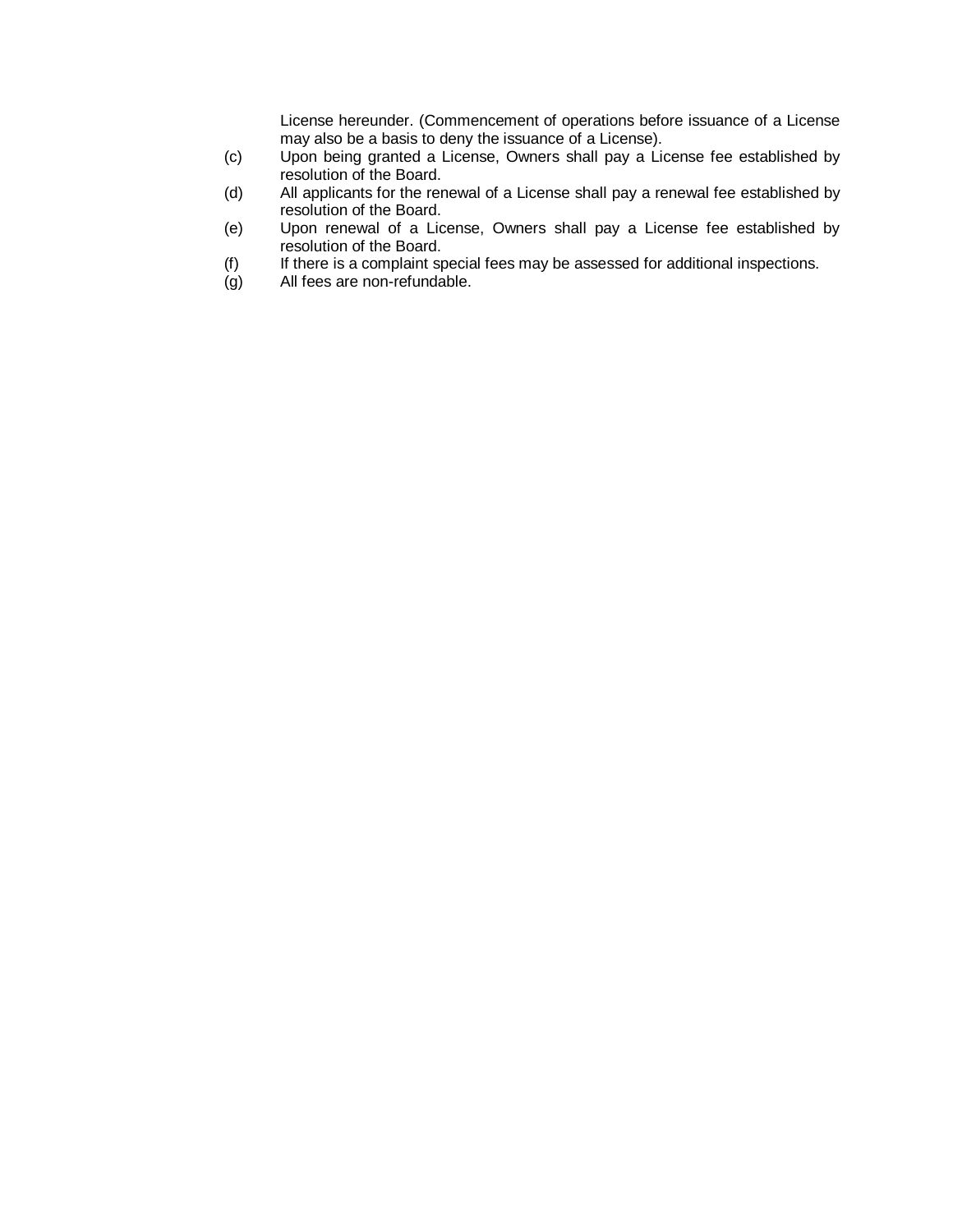License hereunder. (Commencement of operations before issuance of a License may also be a basis to deny the issuance of a License).

(c) Upon being granted a License, Owners shall pay a License fee established by resolution of the Board.

(d) All applicants for the renewal of a License shall pay a renewal fee established by resolution of the Board.

(e) Upon renewal of a License, Owners shall pay a License fee established by resolution of the Board.

(f) If there is a complaint special fees may be assessed for additional inspections.

(g) All fees are non-refundable.